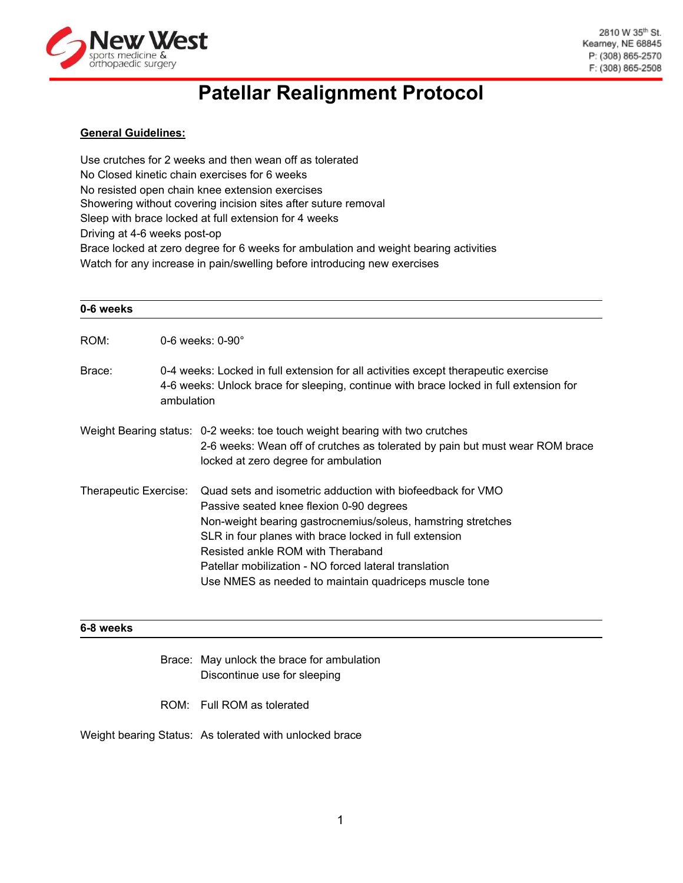New West sports medicine & orthopaedic surgery

2810 W 35th St.
Kearney, NE 68845
P: (308) 865-2570
F: (308) 865-2508

# Patellar Realignment Protocol

**General Guidelines:**

Use crutches for 2 weeks and then wean off as tolerated
No Closed kinetic chain exercises for 6 weeks
No resisted open chain knee extension exercises
Showering without covering incision sites after suture removal
Sleep with brace locked at full extension for 4 weeks
Driving at 4-6 weeks post-op
Brace locked at zero degree for 6 weeks for ambulation and weight bearing activities
Watch for any increase in pain/swelling before introducing new exercises

---

## 0-6 weeks

ROM: 0-6 weeks: 0-90°

Brace: 0-4 weeks: Locked in full extension for all activities except therapeutic exercise
4-6 weeks: Unlock brace for sleeping, continue with brace locked in full extension for ambulation

Weight Bearing status: 0-2 weeks: toe touch weight bearing with two crutches
2-6 weeks: Wean off of crutches as tolerated by pain but must wear ROM brace locked at zero degree for ambulation

Therapeutic Exercise:
- Quad sets and isometric adduction with biofeedback for VMO
- Passive seated knee flexion 0-90 degrees
- Non-weight bearing gastrocnemius/soleus, hamstring stretches
- SLR in four planes with brace locked in full extension
- Resisted ankle ROM with Theraband
- Patellar mobilization - NO forced lateral translation
- Use NMES as needed to maintain quadriceps muscle tone

---

## 6-8 weeks

Brace: May unlock the brace for ambulation
Discontinue use for sleeping

ROM: Full ROM as tolerated

Weight bearing Status: As tolerated with unlocked brace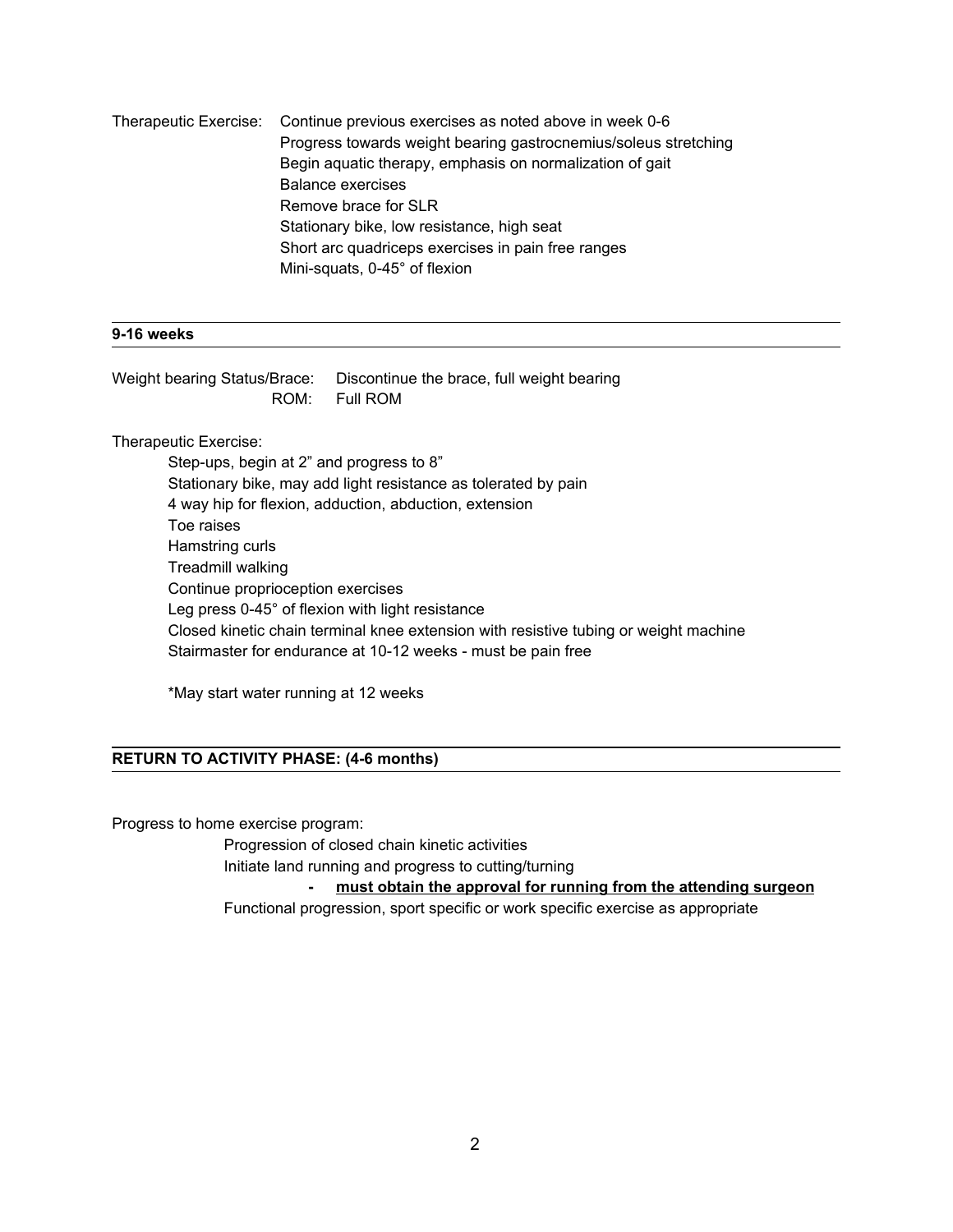Therapeutic Exercise: Continue previous exercises as noted above in week 0-6
- Progress towards weight bearing gastrocnemius/soleus stretching
- Begin aquatic therapy, emphasis on normalization of gait
- Balance exercises
- Remove brace for SLR
- Stationary bike, low resistance, high seat
- Short arc quadriceps exercises in pain free ranges
- Mini-squats, 0-45° of flexion

### 9-16 weeks

Weight bearing Status/Brace: Discontinue the brace, full weight bearing

ROM: Full ROM

Therapeutic Exercise:

- Step-ups, begin at 2" and progress to 8"
- Stationary bike, may add light resistance as tolerated by pain
- 4 way hip for flexion, adduction, abduction, extension
- Toe raises
- Hamstring curls
- Treadmill walking
- Continue proprioception exercises
- Leg press 0-45° of flexion with light resistance
- Closed kinetic chain terminal knee extension with resistive tubing or weight machine
- Stairmaster for endurance at 10-12 weeks - must be pain free

*May start water running at 12 weeks

### RETURN TO ACTIVITY PHASE: (4-6 months)

Progress to home exercise program:

- Progression of closed chain kinetic activities
- Initiate land running and progress to cutting/turning
  - **<u>must obtain the approval for running from the attending surgeon</u>**
- Functional progression, sport specific or work specific exercise as appropriate